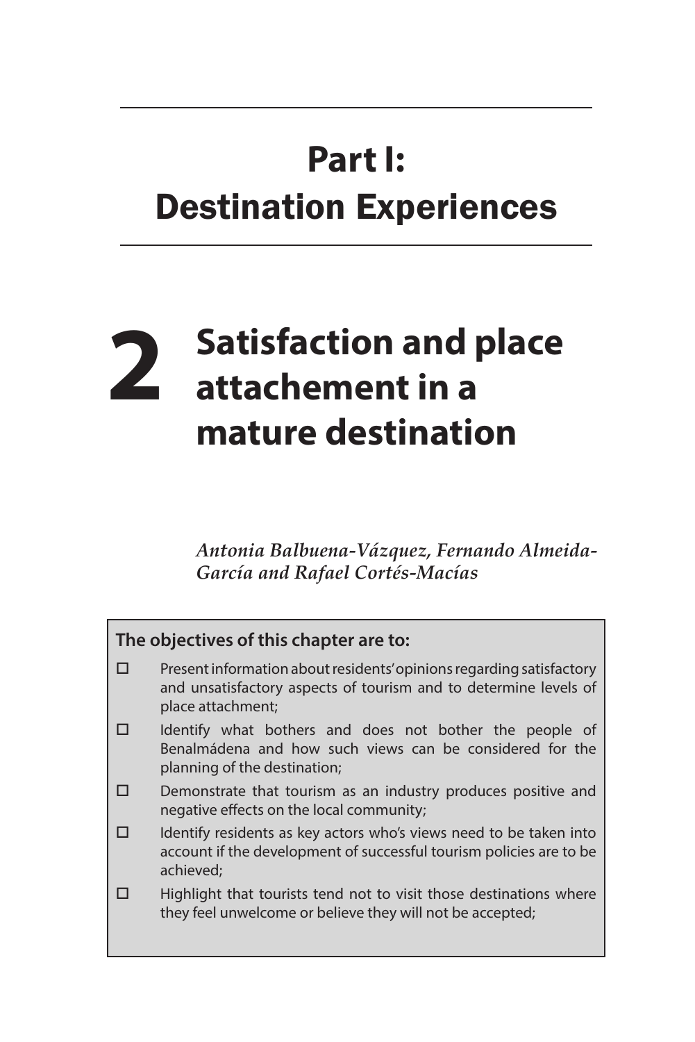# Part I: Destination Experiences

## 2 Satisfaction and place attachement in a mature destination

*Antonia Balbuena-Vázquez, Fernando Almeida-García and Rafael Cortés-Macías*

**The objectives of this chapter are to:**

- ☐ Present information about residents' opinions regarding satisfactory and unsatisfactory aspects of tourism and to determine levels of place attachment;
- ☐ Identify what bothers and does not bother the people of Benalmádena and how such views can be considered for the planning of the destination;
- ☐ Demonstrate that tourism as an industry produces positive and negative effects on the local community;
- ☐ Identify residents as key actors who's views need to be taken into account if the development of successful tourism policies are to be achieved;
- ☐ Highlight that tourists tend not to visit those destinations where they feel unwelcome or believe they will not be accepted;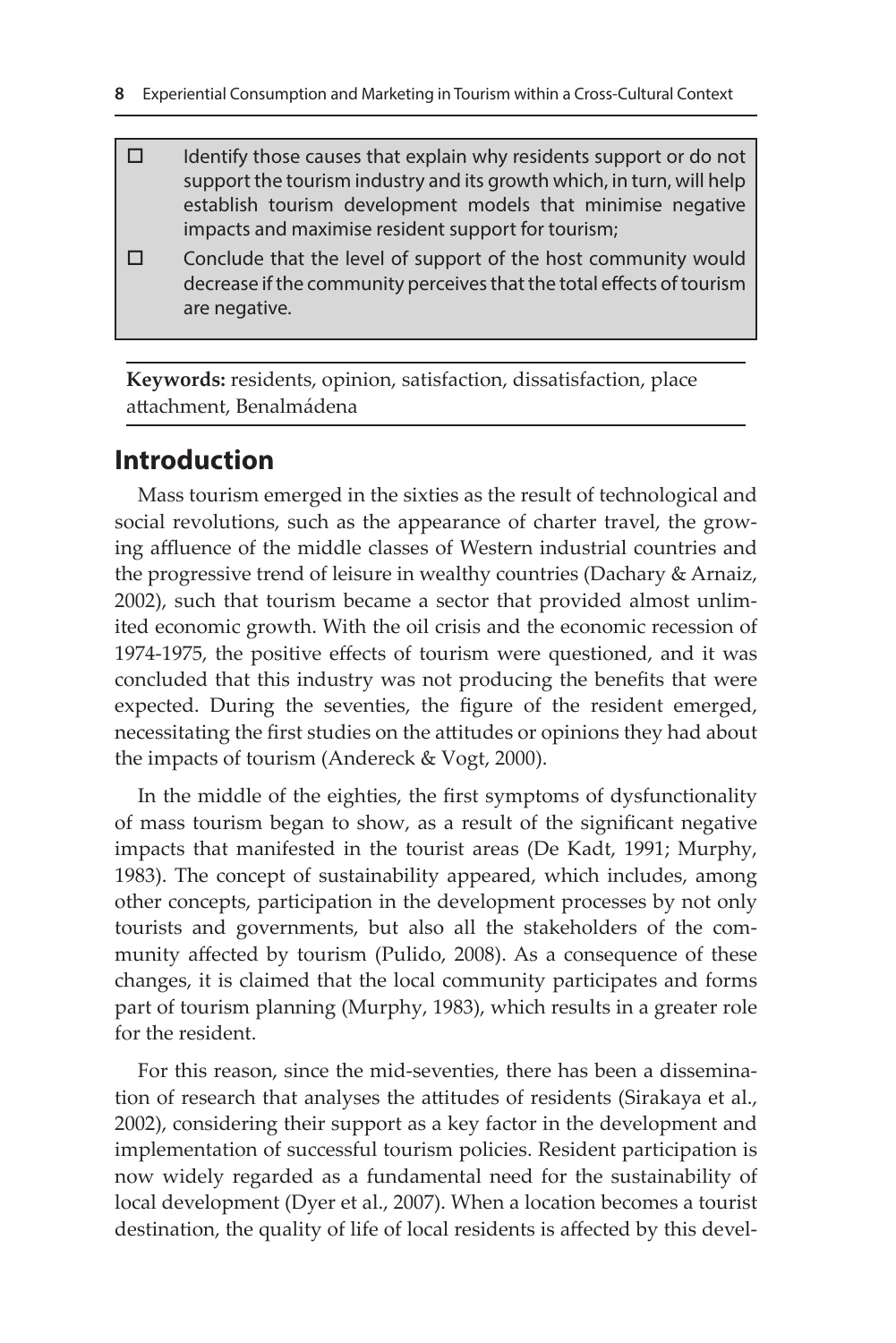- Identify those causes that explain why residents support or do not support the tourism industry and its growth which, in turn, will help establish tourism development models that minimise negative impacts and maximise resident support for tourism;
- Conclude that the level of support of the host community would decrease if the community perceives that the total effects of tourism are negative.

**Keywords:** residents, opinion, satisfaction, dissatisfaction, place attachment, Benalmádena

## Introduction

Mass tourism emerged in the sixties as the result of technological and social revolutions, such as the appearance of charter travel, the growing affluence of the middle classes of Western industrial countries and the progressive trend of leisure in wealthy countries (Dachary & Arnaiz, 2002), such that tourism became a sector that provided almost unlimited economic growth. With the oil crisis and the economic recession of 1974-1975, the positive effects of tourism were questioned, and it was concluded that this industry was not producing the benefits that were expected. During the seventies, the figure of the resident emerged, necessitating the first studies on the attitudes or opinions they had about the impacts of tourism (Andereck & Vogt, 2000).

In the middle of the eighties, the first symptoms of dysfunctionality of mass tourism began to show, as a result of the significant negative impacts that manifested in the tourist areas (De Kadt, 1991; Murphy, 1983). The concept of sustainability appeared, which includes, among other concepts, participation in the development processes by not only tourists and governments, but also all the stakeholders of the community affected by tourism (Pulido, 2008). As a consequence of these changes, it is claimed that the local community participates and forms part of tourism planning (Murphy, 1983), which results in a greater role for the resident.

For this reason, since the mid-seventies, there has been a dissemination of research that analyses the attitudes of residents (Sirakaya et al., 2002), considering their support as a key factor in the development and implementation of successful tourism policies. Resident participation is now widely regarded as a fundamental need for the sustainability of local development (Dyer et al., 2007). When a location becomes a tourist destination, the quality of life of local residents is affected by this devel-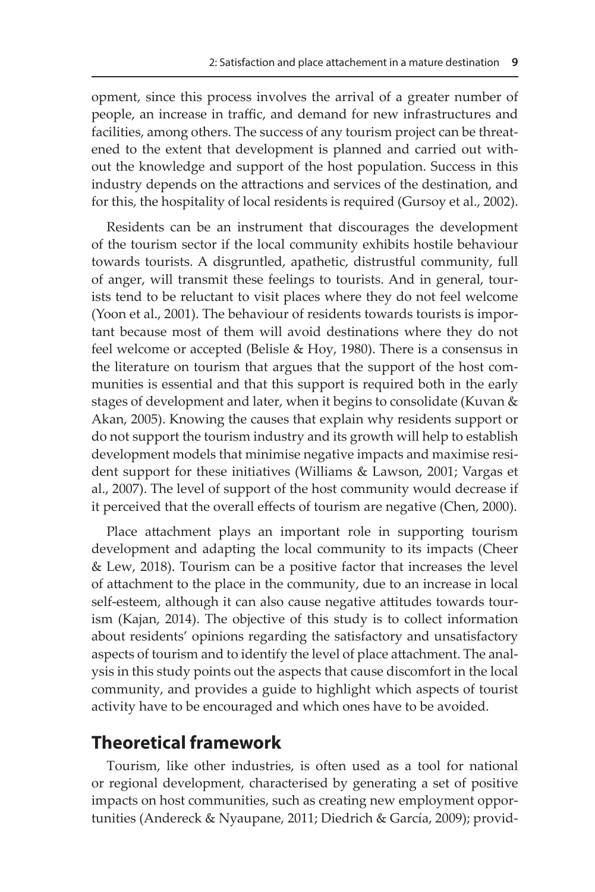opment, since this process involves the arrival of a greater number of people, an increase in traffic, and demand for new infrastructures and facilities, among others. The success of any tourism project can be threatened to the extent that development is planned and carried out without the knowledge and support of the host population. Success in this industry depends on the attractions and services of the destination, and for this, the hospitality of local residents is required (Gursoy et al., 2002).

Residents can be an instrument that discourages the development of the tourism sector if the local community exhibits hostile behaviour towards tourists. A disgruntled, apathetic, distrustful community, full of anger, will transmit these feelings to tourists. And in general, tourists tend to be reluctant to visit places where they do not feel welcome (Yoon et al., 2001). The behaviour of residents towards tourists is important because most of them will avoid destinations where they do not feel welcome or accepted (Belisle & Hoy, 1980). There is a consensus in the literature on tourism that argues that the support of the host communities is essential and that this support is required both in the early stages of development and later, when it begins to consolidate (Kuvan & Akan, 2005). Knowing the causes that explain why residents support or do not support the tourism industry and its growth will help to establish development models that minimise negative impacts and maximise resident support for these initiatives (Williams & Lawson, 2001; Vargas et al., 2007). The level of support of the host community would decrease if it perceived that the overall effects of tourism are negative (Chen, 2000).

Place attachment plays an important role in supporting tourism development and adapting the local community to its impacts (Cheer & Lew, 2018). Tourism can be a positive factor that increases the level of attachment to the place in the community, due to an increase in local self-esteem, although it can also cause negative attitudes towards tourism (Kajan, 2014). The objective of this study is to collect information about residents' opinions regarding the satisfactory and unsatisfactory aspects of tourism and to identify the level of place attachment. The analysis in this study points out the aspects that cause discomfort in the local community, and provides a guide to highlight which aspects of tourist activity have to be encouraged and which ones have to be avoided.

## Theoretical framework

Tourism, like other industries, is often used as a tool for national or regional development, characterised by generating a set of positive impacts on host communities, such as creating new employment opportunities (Andereck & Nyaupane, 2011; Diedrich & García, 2009); provid-